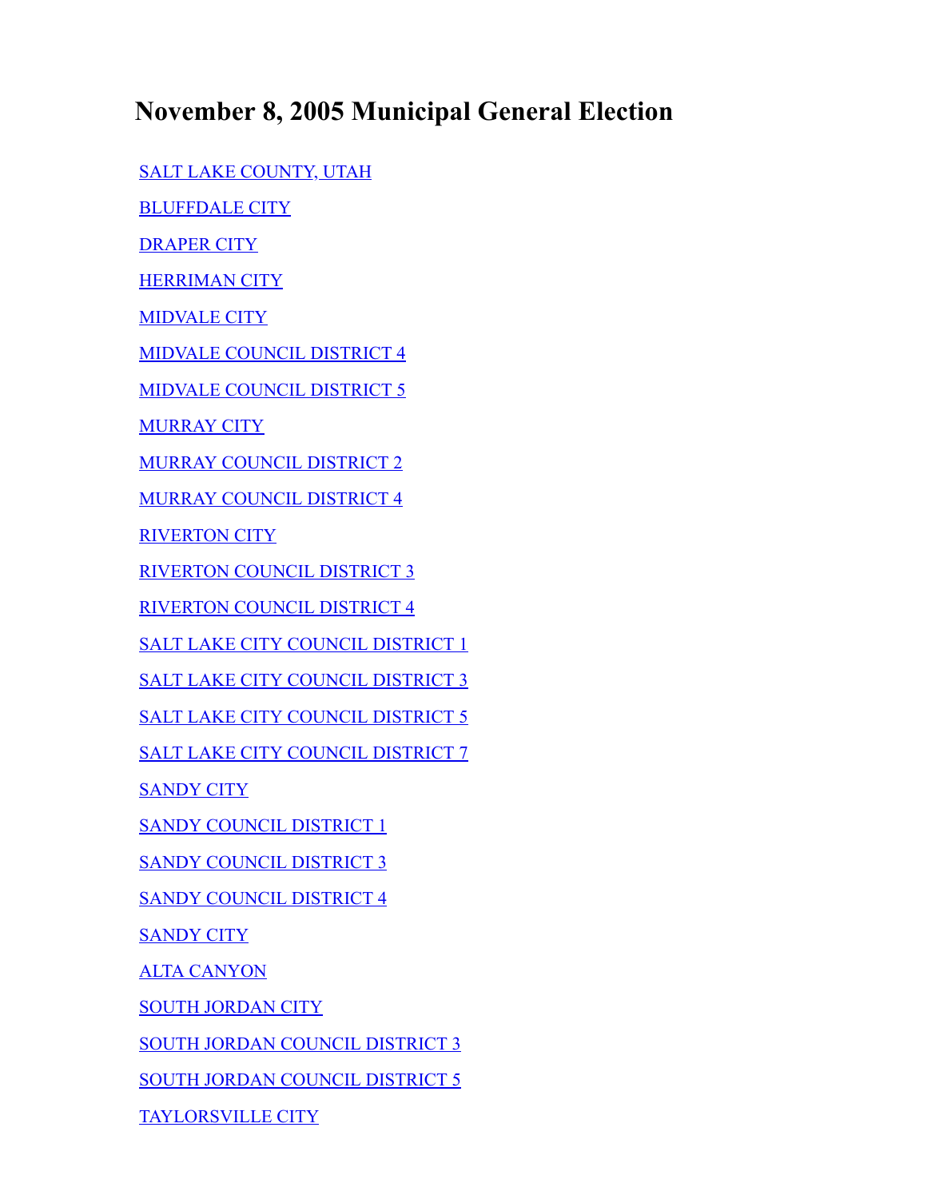# November 8, 2005 Municipal General Election

SALT LAKE COUNTY, UTAH

BLUFFDALE CITY

DRAPER CITY

HERRIMAN CITY

MIDVALE CITY

MIDVALE COUNCIL DISTRICT 4

MIDVALE COUNCIL DISTRICT 5

MURRAY CITY

MURRAY COUNCIL DISTRICT 2

MURRAY COUNCIL DISTRICT 4

RIVERTON CITY

RIVERTON COUNCIL DISTRICT 3

RIVERTON COUNCIL DISTRICT 4

SALT LAKE CITY COUNCIL DISTRICT 1

SALT LAKE CITY COUNCIL DISTRICT 3

SALT LAKE CITY COUNCIL DISTRICT 5

SALT LAKE CITY COUNCIL DISTRICT 7

SANDY CITY

SANDY COUNCIL DISTRICT 1

SANDY COUNCIL DISTRICT 3

SANDY COUNCIL DISTRICT 4

SANDY CITY

ALTA CANYON

SOUTH JORDAN CITY

SOUTH JORDAN COUNCIL DISTRICT 3

SOUTH JORDAN COUNCIL DISTRICT 5

TAYLORSVILLE CITY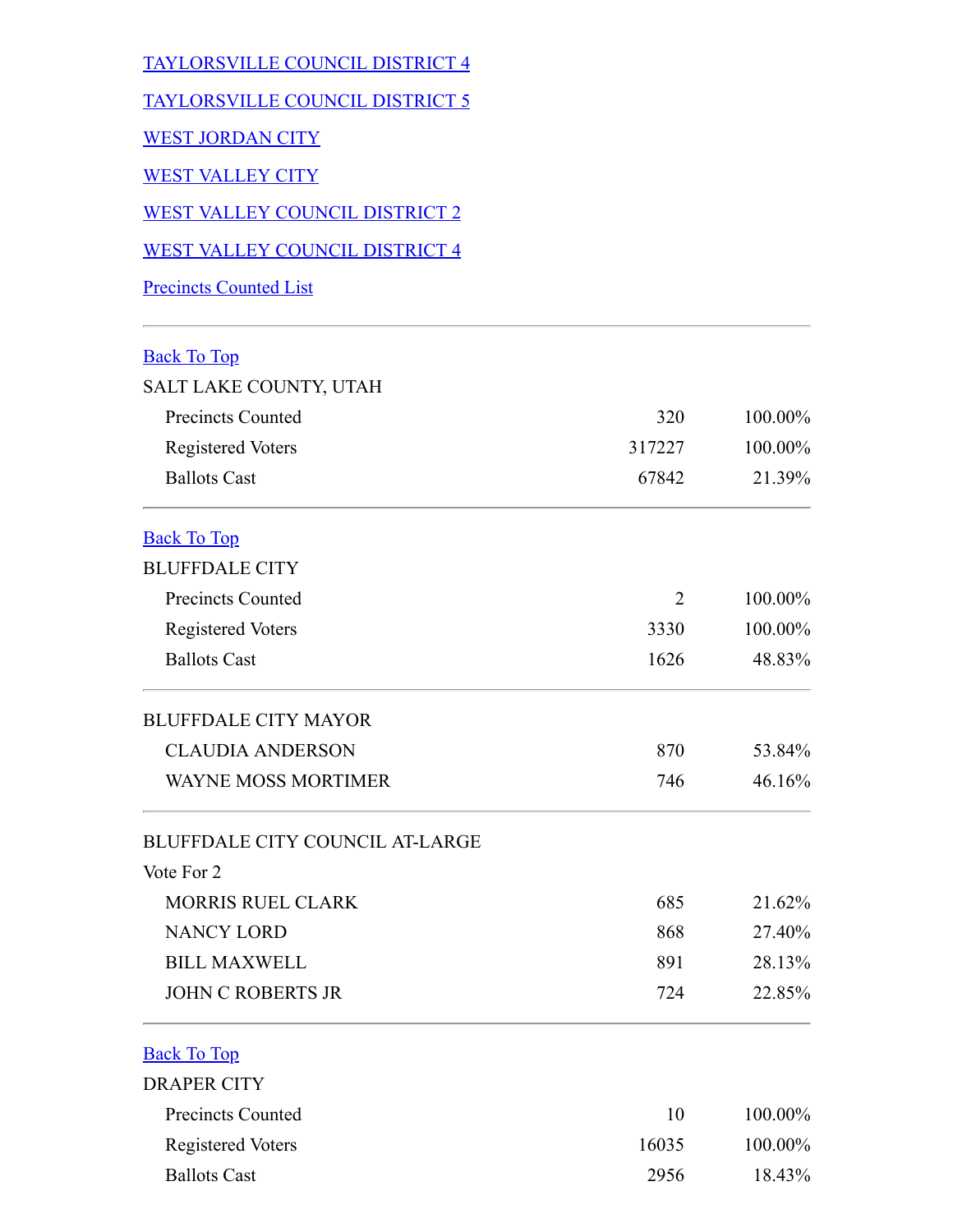[TAYLORSVILLE COUNCIL DISTRICT 4]

[TAYLORSVILLE COUNCIL DISTRICT 5]

[WEST JORDAN CITY]

[WEST VALLEY CITY]

[WEST VALLEY COUNCIL DISTRICT 2]

[WEST VALLEY COUNCIL DISTRICT 4]

[Precincts Counted List]

---

[Back To Top]

SALT LAKE COUNTY, UTAH

| | | |
|---|---|---|
| Precincts Counted | 320 | 100.00% |
| Registered Voters | 317227 | 100.00% |
| Ballots Cast | 67842 | 21.39% |

---

[Back To Top]

BLUFFDALE CITY

| | | |
|---|---|---|
| Precincts Counted | 2 | 100.00% |
| Registered Voters | 3330 | 100.00% |
| Ballots Cast | 1626 | 48.83% |

---

BLUFFDALE CITY MAYOR

| | | |
|---|---|---|
| CLAUDIA ANDERSON | 870 | 53.84% |
| WAYNE MOSS MORTIMER | 746 | 46.16% |

---

BLUFFDALE CITY COUNCIL AT-LARGE

Vote For 2

| | | |
|---|---|---|
| MORRIS RUEL CLARK | 685 | 21.62% |
| NANCY LORD | 868 | 27.40% |
| BILL MAXWELL | 891 | 28.13% |
| JOHN C ROBERTS JR | 724 | 22.85% |

---

[Back To Top]

DRAPER CITY

| | | |
|---|---|---|
| Precincts Counted | 10 | 100.00% |
| Registered Voters | 16035 | 100.00% |
| Ballots Cast | 2956 | 18.43% |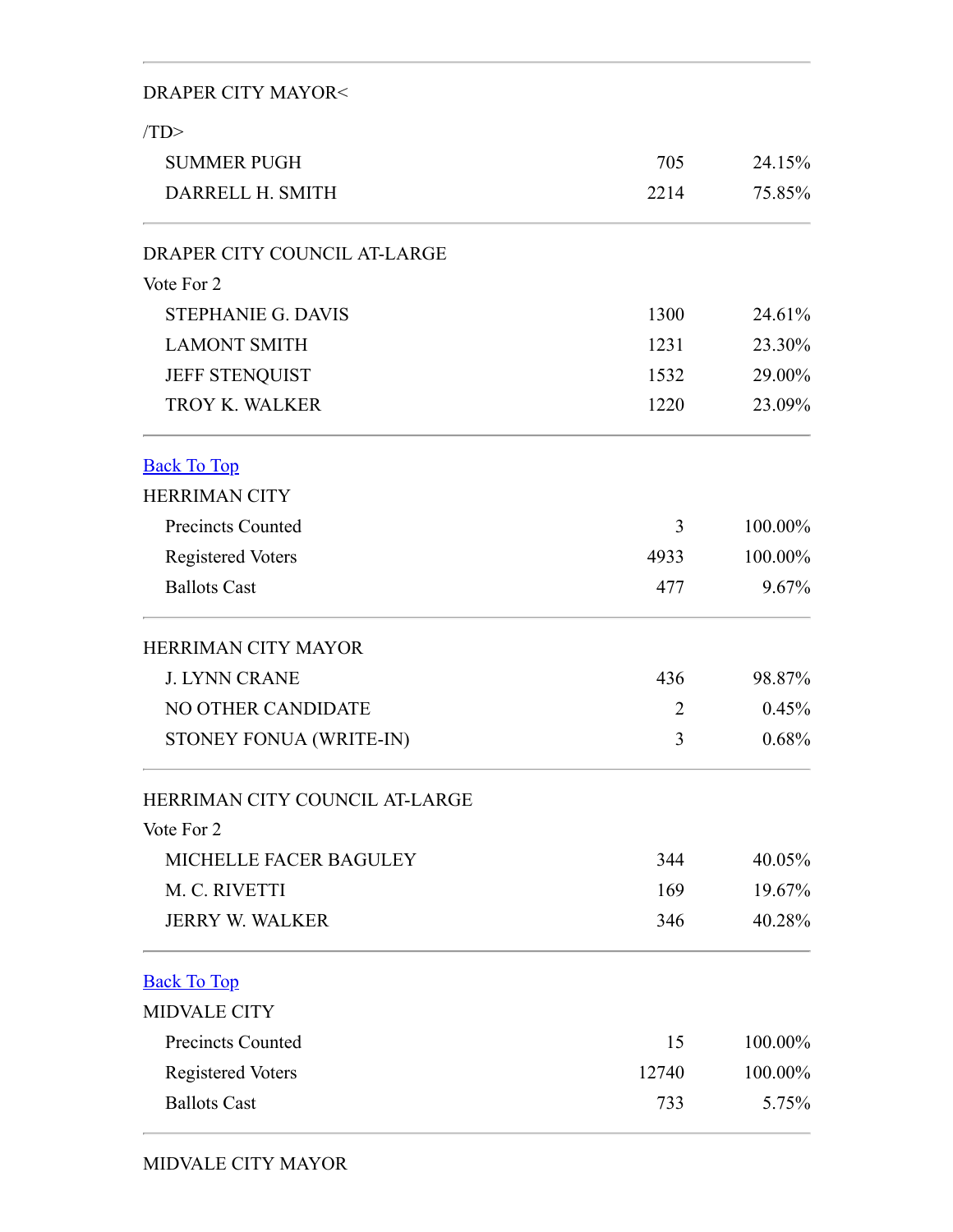DRAPER CITY MAYOR<

/TD>

| | | |
|---|---|---|
| SUMMER PUGH | 705 | 24.15% |
| DARRELL H. SMITH | 2214 | 75.85% |

DRAPER CITY COUNCIL AT-LARGE

Vote For 2

| | | |
|---|---|---|
| STEPHANIE G. DAVIS | 1300 | 24.61% |
| LAMONT SMITH | 1231 | 23.30% |
| JEFF STENQUIST | 1532 | 29.00% |
| TROY K. WALKER | 1220 | 23.09% |

[Back To Top]

HERRIMAN CITY

| | | |
|---|---|---|
| Precincts Counted | 3 | 100.00% |
| Registered Voters | 4933 | 100.00% |
| Ballots Cast | 477 | 9.67% |

HERRIMAN CITY MAYOR

| | | |
|---|---|---|
| J. LYNN CRANE | 436 | 98.87% |
| NO OTHER CANDIDATE | 2 | 0.45% |
| STONEY FONUA (WRITE-IN) | 3 | 0.68% |

HERRIMAN CITY COUNCIL AT-LARGE

Vote For 2

| | | |
|---|---|---|
| MICHELLE FACER BAGULEY | 344 | 40.05% |
| M. C. RIVETTI | 169 | 19.67% |
| JERRY W. WALKER | 346 | 40.28% |

[Back To Top]

MIDVALE CITY

| | | |
|---|---|---|
| Precincts Counted | 15 | 100.00% |
| Registered Voters | 12740 | 100.00% |
| Ballots Cast | 733 | 5.75% |

MIDVALE CITY MAYOR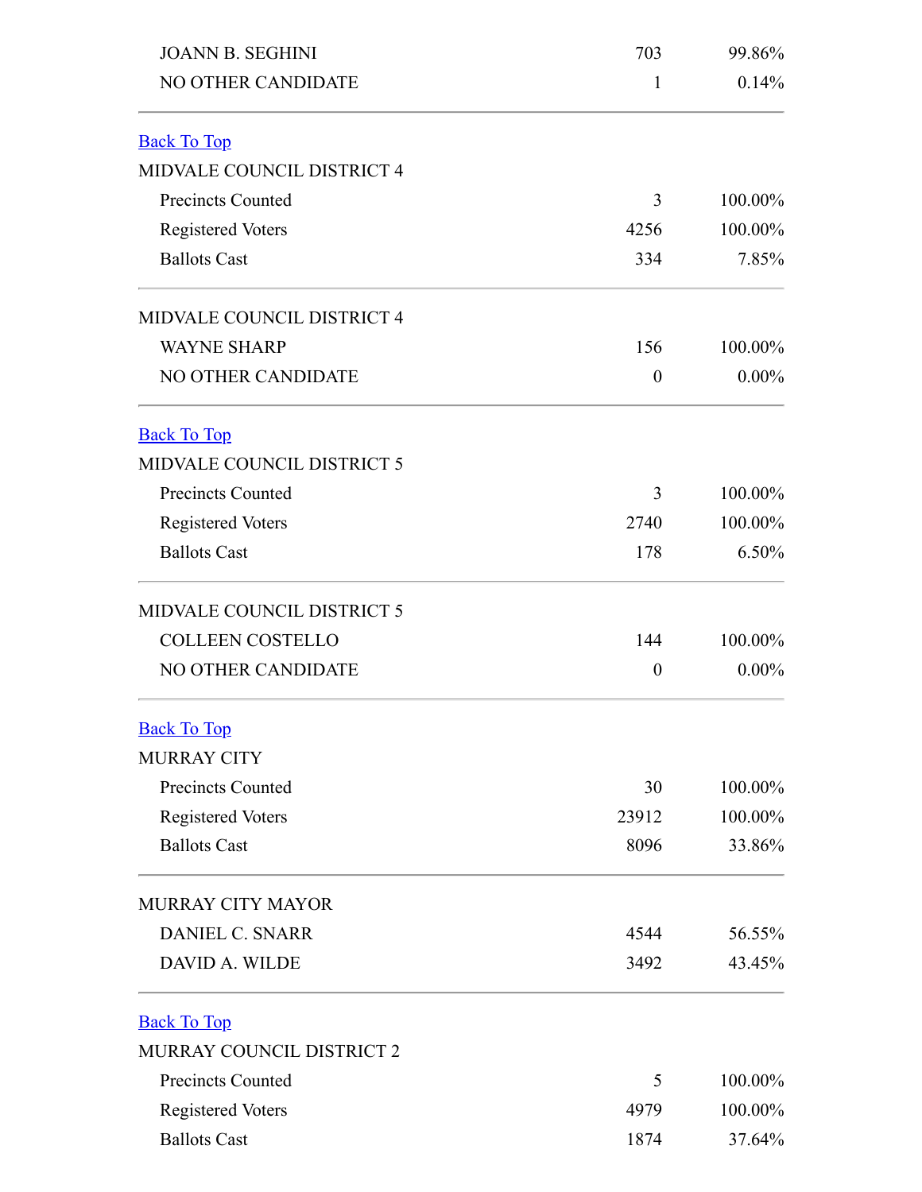| | | |
|---|---|---|
| JOANN B. SEGHINI | 703 | 99.86% |
| NO OTHER CANDIDATE | 1 | 0.14% |

[Back To Top]

MIDVALE COUNCIL DISTRICT 4

| | | |
|---|---|---|
| Precincts Counted | 3 | 100.00% |
| Registered Voters | 4256 | 100.00% |
| Ballots Cast | 334 | 7.85% |

MIDVALE COUNCIL DISTRICT 4

| | | |
|---|---|---|
| WAYNE SHARP | 156 | 100.00% |
| NO OTHER CANDIDATE | 0 | 0.00% |

[Back To Top]

MIDVALE COUNCIL DISTRICT 5

| | | |
|---|---|---|
| Precincts Counted | 3 | 100.00% |
| Registered Voters | 2740 | 100.00% |
| Ballots Cast | 178 | 6.50% |

MIDVALE COUNCIL DISTRICT 5

| | | |
|---|---|---|
| COLLEEN COSTELLO | 144 | 100.00% |
| NO OTHER CANDIDATE | 0 | 0.00% |

[Back To Top]

MURRAY CITY

| | | |
|---|---|---|
| Precincts Counted | 30 | 100.00% |
| Registered Voters | 23912 | 100.00% |
| Ballots Cast | 8096 | 33.86% |

MURRAY CITY MAYOR

| | | |
|---|---|---|
| DANIEL C. SNARR | 4544 | 56.55% |
| DAVID A. WILDE | 3492 | 43.45% |

[Back To Top]

MURRAY COUNCIL DISTRICT 2

| | | |
|---|---|---|
| Precincts Counted | 5 | 100.00% |
| Registered Voters | 4979 | 100.00% |
| Ballots Cast | 1874 | 37.64% |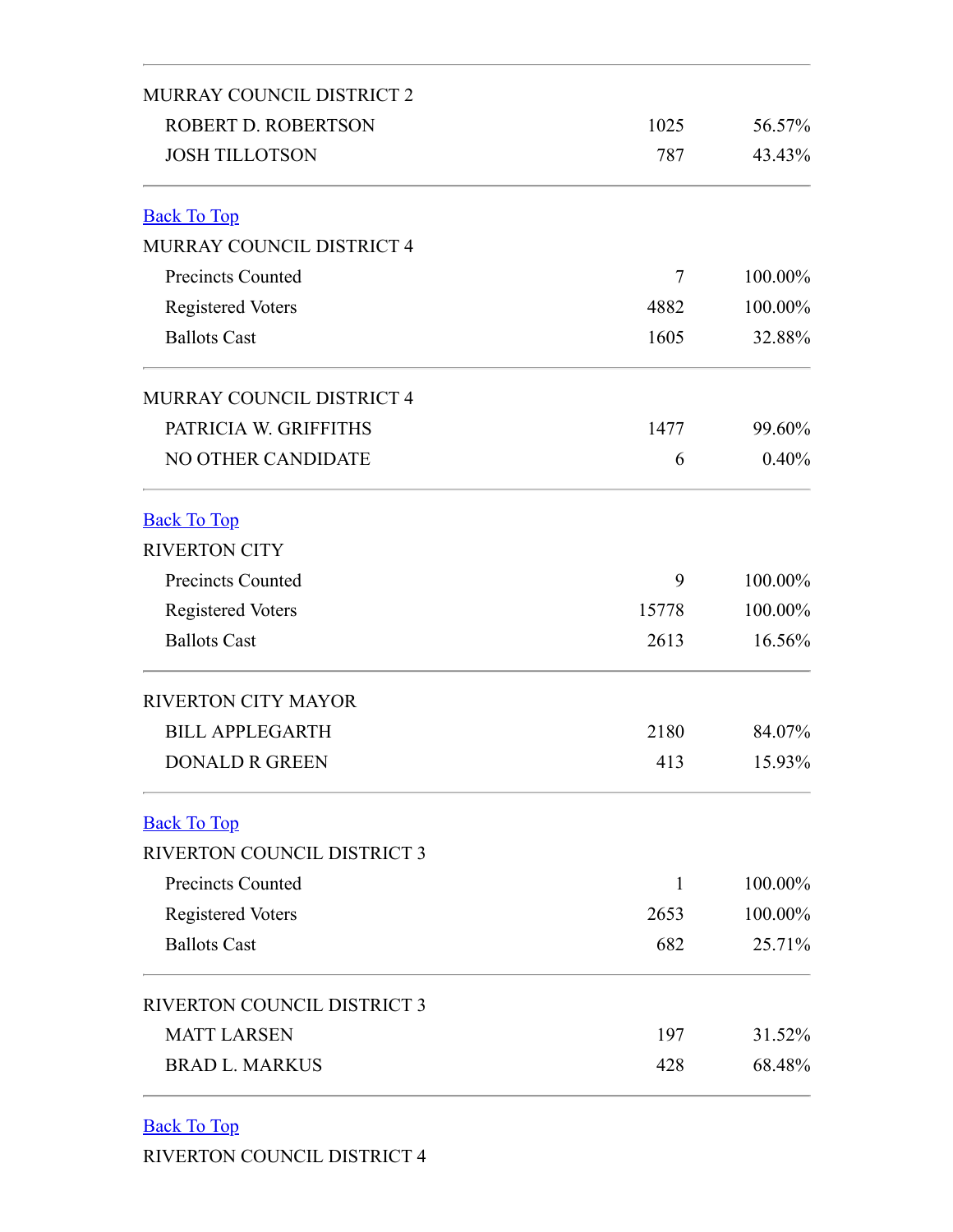| MURRAY COUNCIL DISTRICT 2 | | |
|---|---|---|
| ROBERT D. ROBERTSON | 1025 | 56.57% |
| JOSH TILLOTSON | 787 | 43.43% |

Back To Top

| MURRAY COUNCIL DISTRICT 4 | | |
|---|---|---|
| Precincts Counted | 7 | 100.00% |
| Registered Voters | 4882 | 100.00% |
| Ballots Cast | 1605 | 32.88% |

| MURRAY COUNCIL DISTRICT 4 | | |
|---|---|---|
| PATRICIA W. GRIFFITHS | 1477 | 99.60% |
| NO OTHER CANDIDATE | 6 | 0.40% |

Back To Top

| RIVERTON CITY | | |
|---|---|---|
| Precincts Counted | 9 | 100.00% |
| Registered Voters | 15778 | 100.00% |
| Ballots Cast | 2613 | 16.56% |

| RIVERTON CITY MAYOR | | |
|---|---|---|
| BILL APPLEGARTH | 2180 | 84.07% |
| DONALD R GREEN | 413 | 15.93% |

Back To Top

| RIVERTON COUNCIL DISTRICT 3 | | |
|---|---|---|
| Precincts Counted | 1 | 100.00% |
| Registered Voters | 2653 | 100.00% |
| Ballots Cast | 682 | 25.71% |

| RIVERTON COUNCIL DISTRICT 3 | | |
|---|---|---|
| MATT LARSEN | 197 | 31.52% |
| BRAD L. MARKUS | 428 | 68.48% |

Back To Top

RIVERTON COUNCIL DISTRICT 4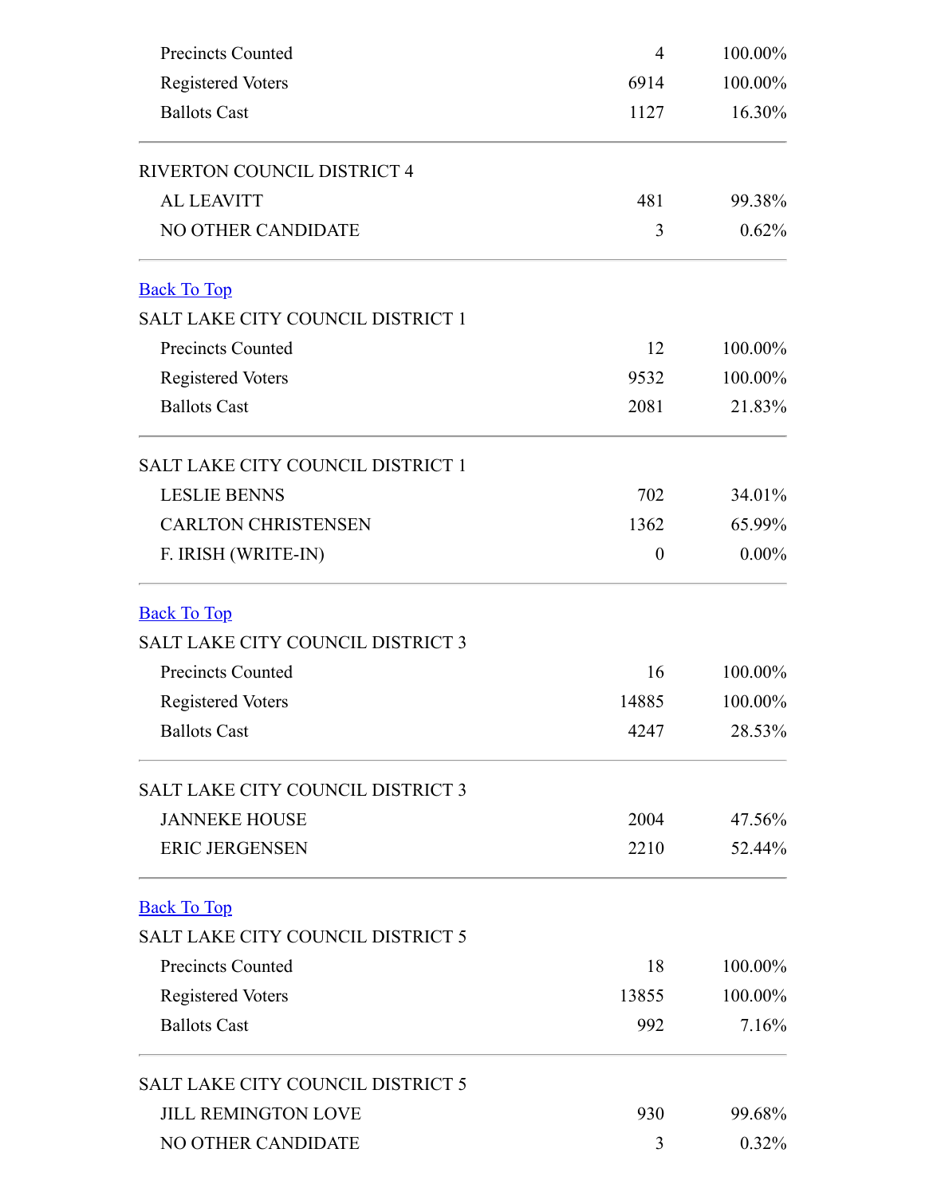| | | |
|---|---|---|
| Precincts Counted | 4 | 100.00% |
| Registered Voters | 6914 | 100.00% |
| Ballots Cast | 1127 | 16.30% |

| RIVERTON COUNCIL DISTRICT 4 | | |
|---|---|---|
| AL LEAVITT | 481 | 99.38% |
| NO OTHER CANDIDATE | 3 | 0.62% |

Back To Top

| SALT LAKE CITY COUNCIL DISTRICT 1 | | |
|---|---|---|
| Precincts Counted | 12 | 100.00% |
| Registered Voters | 9532 | 100.00% |
| Ballots Cast | 2081 | 21.83% |

| SALT LAKE CITY COUNCIL DISTRICT 1 | | |
|---|---|---|
| LESLIE BENNS | 702 | 34.01% |
| CARLTON CHRISTENSEN | 1362 | 65.99% |
| F. IRISH (WRITE-IN) | 0 | 0.00% |

Back To Top

| SALT LAKE CITY COUNCIL DISTRICT 3 | | |
|---|---|---|
| Precincts Counted | 16 | 100.00% |
| Registered Voters | 14885 | 100.00% |
| Ballots Cast | 4247 | 28.53% |

| SALT LAKE CITY COUNCIL DISTRICT 3 | | |
|---|---|---|
| JANNEKE HOUSE | 2004 | 47.56% |
| ERIC JERGENSEN | 2210 | 52.44% |

Back To Top

| SALT LAKE CITY COUNCIL DISTRICT 5 | | |
|---|---|---|
| Precincts Counted | 18 | 100.00% |
| Registered Voters | 13855 | 100.00% |
| Ballots Cast | 992 | 7.16% |

| SALT LAKE CITY COUNCIL DISTRICT 5 | | |
|---|---|---|
| JILL REMINGTON LOVE | 930 | 99.68% |
| NO OTHER CANDIDATE | 3 | 0.32% |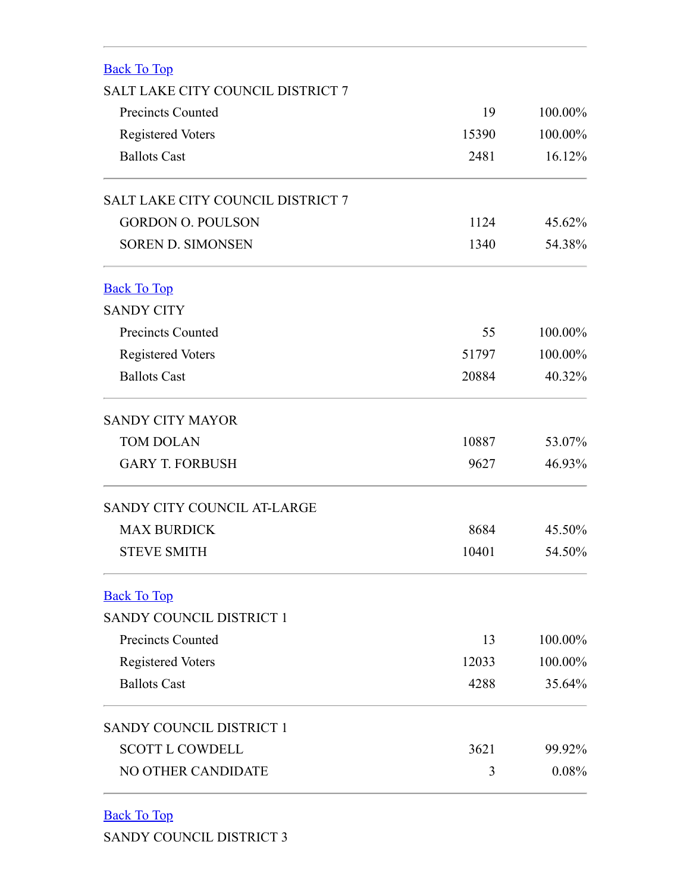[Back To Top]()

SALT LAKE CITY COUNCIL DISTRICT 7

| | | |
|---|---|---|
| Precincts Counted | 19 | 100.00% |
| Registered Voters | 15390 | 100.00% |
| Ballots Cast | 2481 | 16.12% |

SALT LAKE CITY COUNCIL DISTRICT 7

| | | |
|---|---|---|
| GORDON O. POULSON | 1124 | 45.62% |
| SOREN D. SIMONSEN | 1340 | 54.38% |

[Back To Top]()

SANDY CITY

| | | |
|---|---|---|
| Precincts Counted | 55 | 100.00% |
| Registered Voters | 51797 | 100.00% |
| Ballots Cast | 20884 | 40.32% |

SANDY CITY MAYOR

| | | |
|---|---|---|
| TOM DOLAN | 10887 | 53.07% |
| GARY T. FORBUSH | 9627 | 46.93% |

SANDY CITY COUNCIL AT-LARGE

| | | |
|---|---|---|
| MAX BURDICK | 8684 | 45.50% |
| STEVE SMITH | 10401 | 54.50% |

[Back To Top]()

SANDY COUNCIL DISTRICT 1

| | | |
|---|---|---|
| Precincts Counted | 13 | 100.00% |
| Registered Voters | 12033 | 100.00% |
| Ballots Cast | 4288 | 35.64% |

SANDY COUNCIL DISTRICT 1

| | | |
|---|---|---|
| SCOTT L COWDELL | 3621 | 99.92% |
| NO OTHER CANDIDATE | 3 | 0.08% |

[Back To Top]()

SANDY COUNCIL DISTRICT 3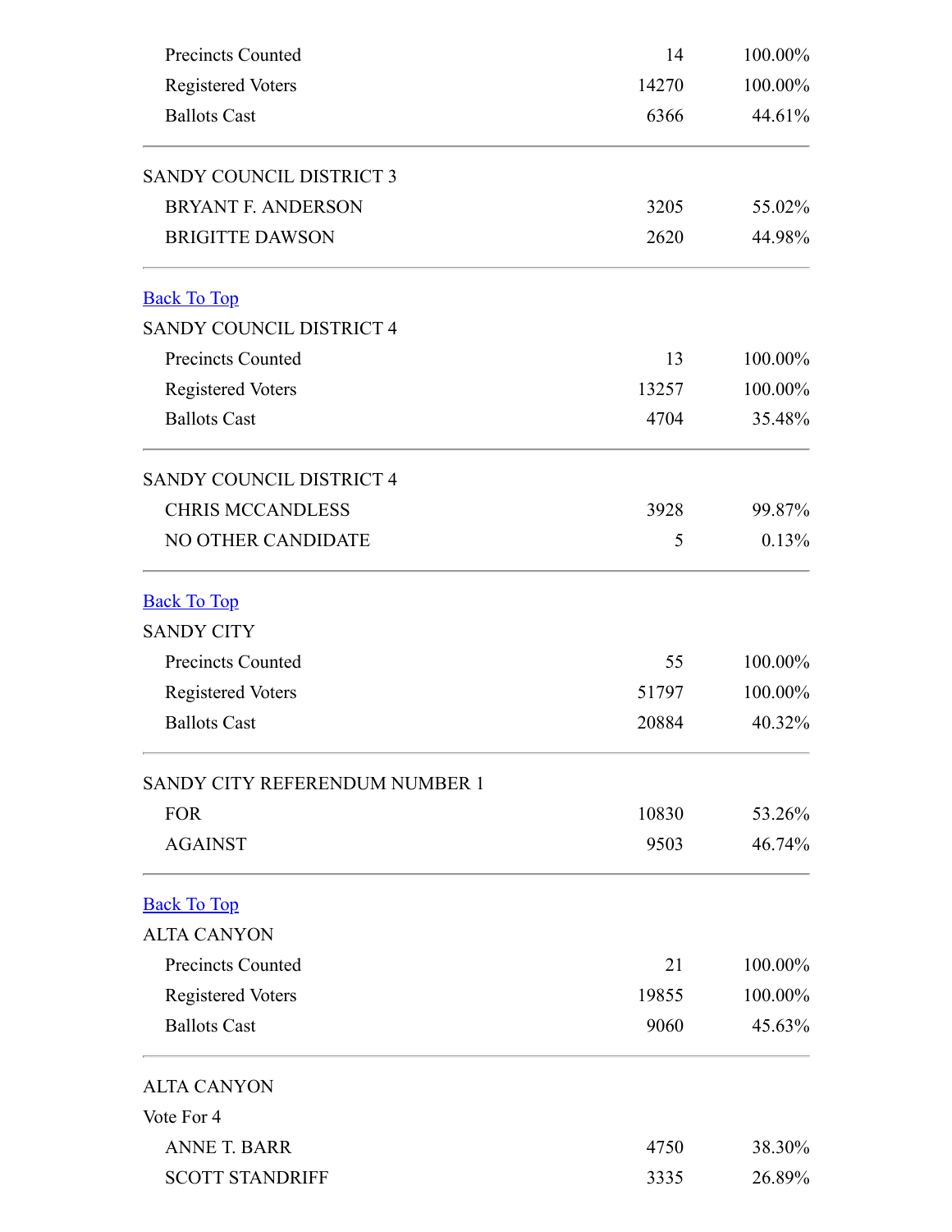| | | |
|---|---|---|
| Precincts Counted | 14 | 100.00% |
| Registered Voters | 14270 | 100.00% |
| Ballots Cast | 6366 | 44.61% |

SANDY COUNCIL DISTRICT 3

| | | |
|---|---|---|
| BRYANT F. ANDERSON | 3205 | 55.02% |
| BRIGITTE DAWSON | 2620 | 44.98% |

Back To Top

SANDY COUNCIL DISTRICT 4

| | | |
|---|---|---|
| Precincts Counted | 13 | 100.00% |
| Registered Voters | 13257 | 100.00% |
| Ballots Cast | 4704 | 35.48% |

SANDY COUNCIL DISTRICT 4

| | | |
|---|---|---|
| CHRIS MCCANDLESS | 3928 | 99.87% |
| NO OTHER CANDIDATE | 5 | 0.13% |

Back To Top

SANDY CITY

| | | |
|---|---|---|
| Precincts Counted | 55 | 100.00% |
| Registered Voters | 51797 | 100.00% |
| Ballots Cast | 20884 | 40.32% |

SANDY CITY REFERENDUM NUMBER 1

| | | |
|---|---|---|
| FOR | 10830 | 53.26% |
| AGAINST | 9503 | 46.74% |

Back To Top

ALTA CANYON

| | | |
|---|---|---|
| Precincts Counted | 21 | 100.00% |
| Registered Voters | 19855 | 100.00% |
| Ballots Cast | 9060 | 45.63% |

ALTA CANYON

Vote For 4

| | | |
|---|---|---|
| ANNE T. BARR | 4750 | 38.30% |
| SCOTT STANDRIFF | 3335 | 26.89% |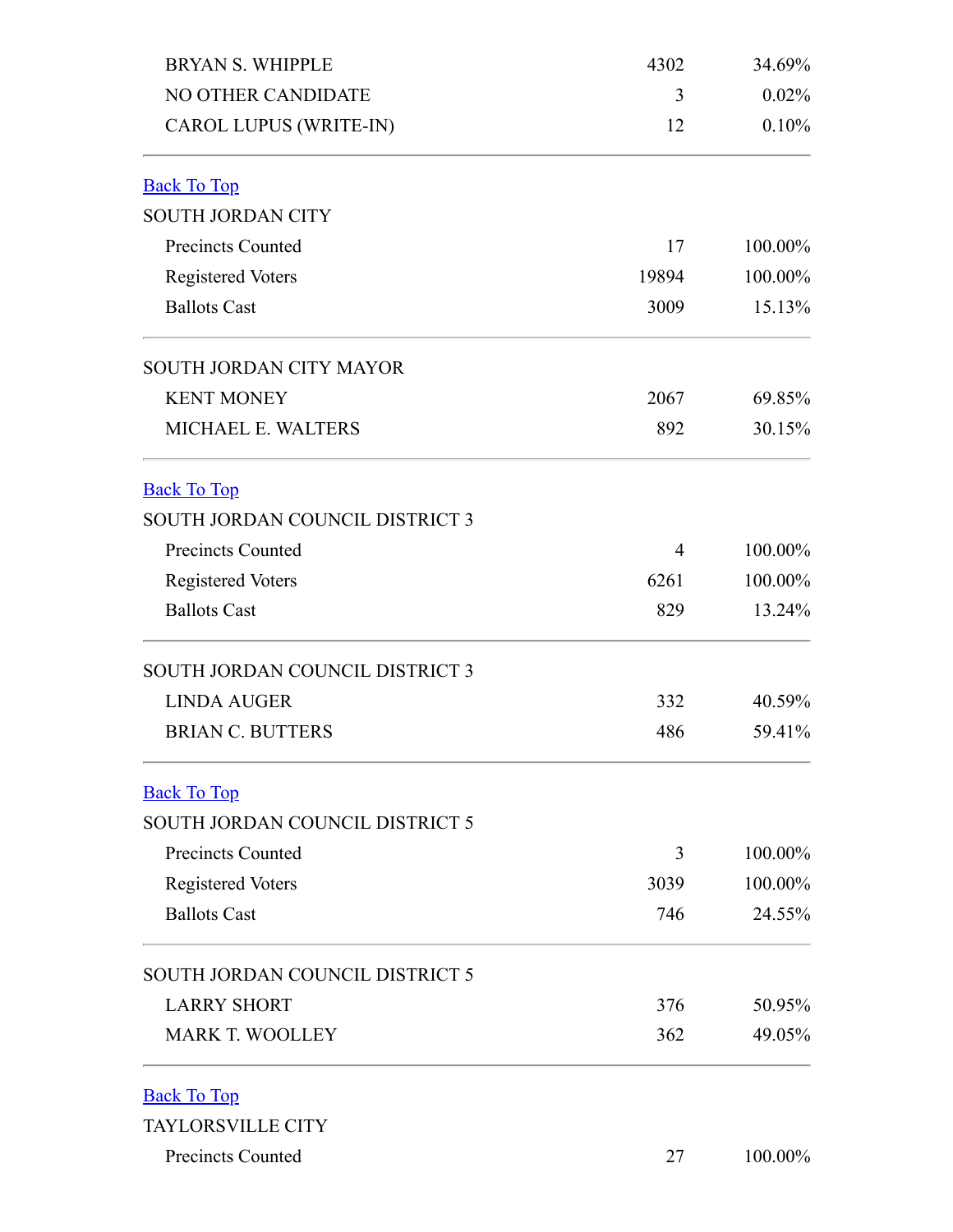| | | |
|---|---|---|
| BRYAN S. WHIPPLE | 4302 | 34.69% |
| NO OTHER CANDIDATE | 3 | 0.02% |
| CAROL LUPUS (WRITE-IN) | 12 | 0.10% |

Back To Top

| SOUTH JORDAN CITY | | |
|---|---|---|
| Precincts Counted | 17 | 100.00% |
| Registered Voters | 19894 | 100.00% |
| Ballots Cast | 3009 | 15.13% |

| SOUTH JORDAN CITY MAYOR | | |
|---|---|---|
| KENT MONEY | 2067 | 69.85% |
| MICHAEL E. WALTERS | 892 | 30.15% |

Back To Top

| SOUTH JORDAN COUNCIL DISTRICT 3 | | |
|---|---|---|
| Precincts Counted | 4 | 100.00% |
| Registered Voters | 6261 | 100.00% |
| Ballots Cast | 829 | 13.24% |

| SOUTH JORDAN COUNCIL DISTRICT 3 | | |
|---|---|---|
| LINDA AUGER | 332 | 40.59% |
| BRIAN C. BUTTERS | 486 | 59.41% |

Back To Top

| SOUTH JORDAN COUNCIL DISTRICT 5 | | |
|---|---|---|
| Precincts Counted | 3 | 100.00% |
| Registered Voters | 3039 | 100.00% |
| Ballots Cast | 746 | 24.55% |

| SOUTH JORDAN COUNCIL DISTRICT 5 | | |
|---|---|---|
| LARRY SHORT | 376 | 50.95% |
| MARK T. WOOLLEY | 362 | 49.05% |

Back To Top

| TAYLORSVILLE CITY | | |
|---|---|---|
| Precincts Counted | 27 | 100.00% |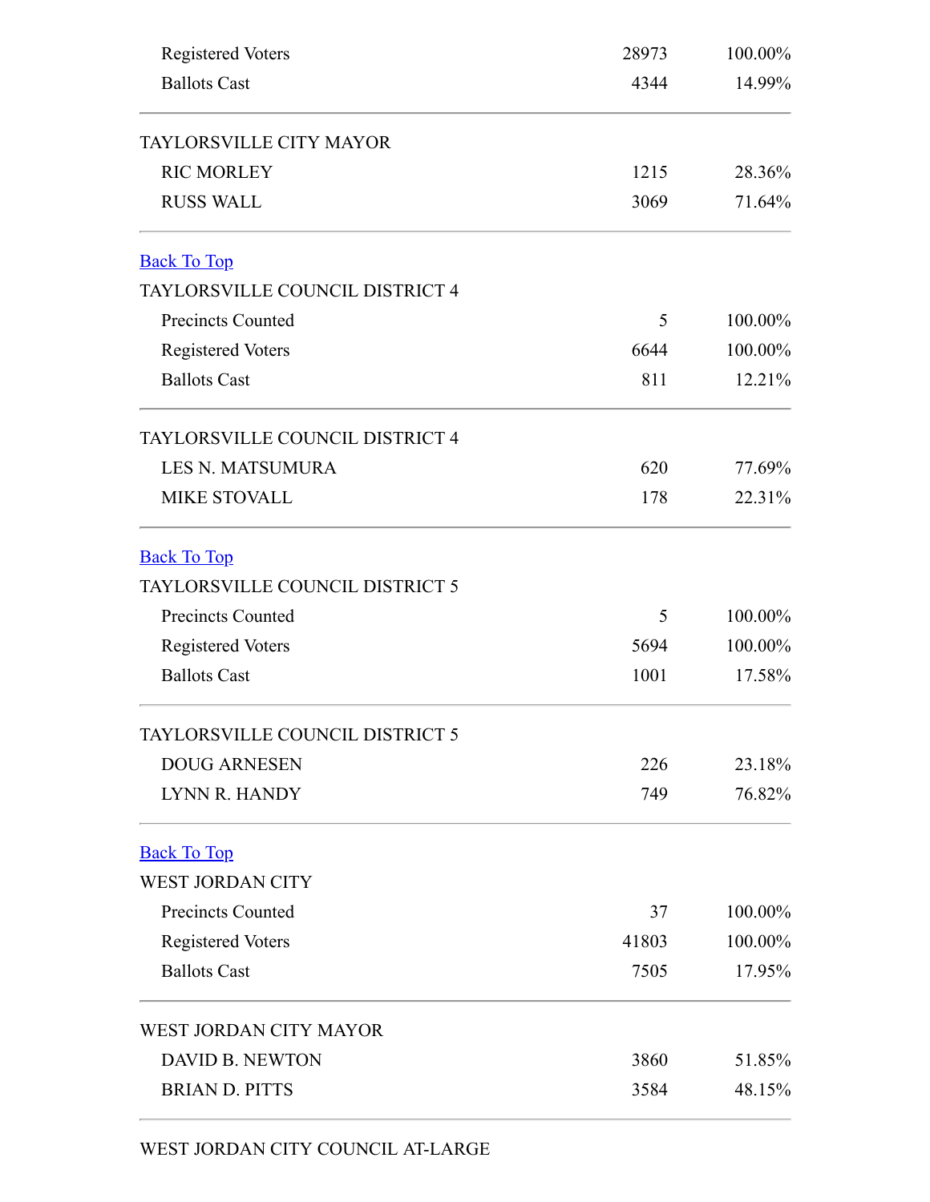| | | |
|---|---|---|
| Registered Voters | 28973 | 100.00% |
| Ballots Cast | 4344 | 14.99% |

| TAYLORSVILLE CITY MAYOR | | |
|---|---|---|
| RIC MORLEY | 1215 | 28.36% |
| RUSS WALL | 3069 | 71.64% |

Back To Top

| TAYLORSVILLE COUNCIL DISTRICT 4 | | |
|---|---|---|
| Precincts Counted | 5 | 100.00% |
| Registered Voters | 6644 | 100.00% |
| Ballots Cast | 811 | 12.21% |

| TAYLORSVILLE COUNCIL DISTRICT 4 | | |
|---|---|---|
| LES N. MATSUMURA | 620 | 77.69% |
| MIKE STOVALL | 178 | 22.31% |

Back To Top

| TAYLORSVILLE COUNCIL DISTRICT 5 | | |
|---|---|---|
| Precincts Counted | 5 | 100.00% |
| Registered Voters | 5694 | 100.00% |
| Ballots Cast | 1001 | 17.58% |

| TAYLORSVILLE COUNCIL DISTRICT 5 | | |
|---|---|---|
| DOUG ARNESEN | 226 | 23.18% |
| LYNN R. HANDY | 749 | 76.82% |

Back To Top

| WEST JORDAN CITY | | |
|---|---|---|
| Precincts Counted | 37 | 100.00% |
| Registered Voters | 41803 | 100.00% |
| Ballots Cast | 7505 | 17.95% |

| WEST JORDAN CITY MAYOR | | |
|---|---|---|
| DAVID B. NEWTON | 3860 | 51.85% |
| BRIAN D. PITTS | 3584 | 48.15% |

WEST JORDAN CITY COUNCIL AT-LARGE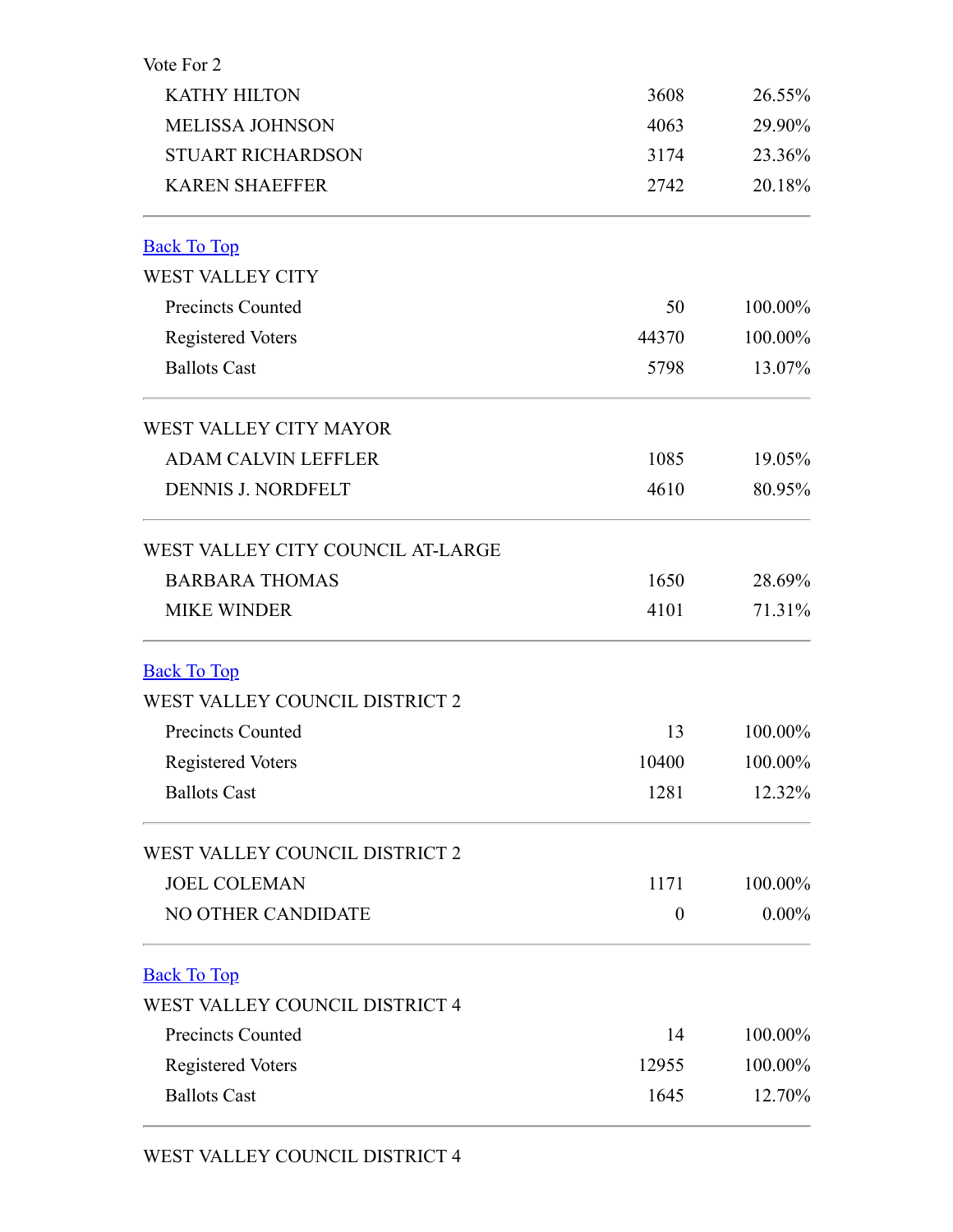Vote For 2

| | | |
|---|---|---|
| KATHY HILTON | 3608 | 26.55% |
| MELISSA JOHNSON | 4063 | 29.90% |
| STUART RICHARDSON | 3174 | 23.36% |
| KAREN SHAEFFER | 2742 | 20.18% |

---

[Back To Top]

WEST VALLEY CITY

| | | |
|---|---|---|
| Precincts Counted | 50 | 100.00% |
| Registered Voters | 44370 | 100.00% |
| Ballots Cast | 5798 | 13.07% |

---

WEST VALLEY CITY MAYOR

| | | |
|---|---|---|
| ADAM CALVIN LEFFLER | 1085 | 19.05% |
| DENNIS J. NORDFELT | 4610 | 80.95% |

---

WEST VALLEY CITY COUNCIL AT-LARGE

| | | |
|---|---|---|
| BARBARA THOMAS | 1650 | 28.69% |
| MIKE WINDER | 4101 | 71.31% |

---

[Back To Top]

WEST VALLEY COUNCIL DISTRICT 2

| | | |
|---|---|---|
| Precincts Counted | 13 | 100.00% |
| Registered Voters | 10400 | 100.00% |
| Ballots Cast | 1281 | 12.32% |

---

WEST VALLEY COUNCIL DISTRICT 2

| | | |
|---|---|---|
| JOEL COLEMAN | 1171 | 100.00% |
| NO OTHER CANDIDATE | 0 | 0.00% |

---

[Back To Top]

WEST VALLEY COUNCIL DISTRICT 4

| | | |
|---|---|---|
| Precincts Counted | 14 | 100.00% |
| Registered Voters | 12955 | 100.00% |
| Ballots Cast | 1645 | 12.70% |

---

WEST VALLEY COUNCIL DISTRICT 4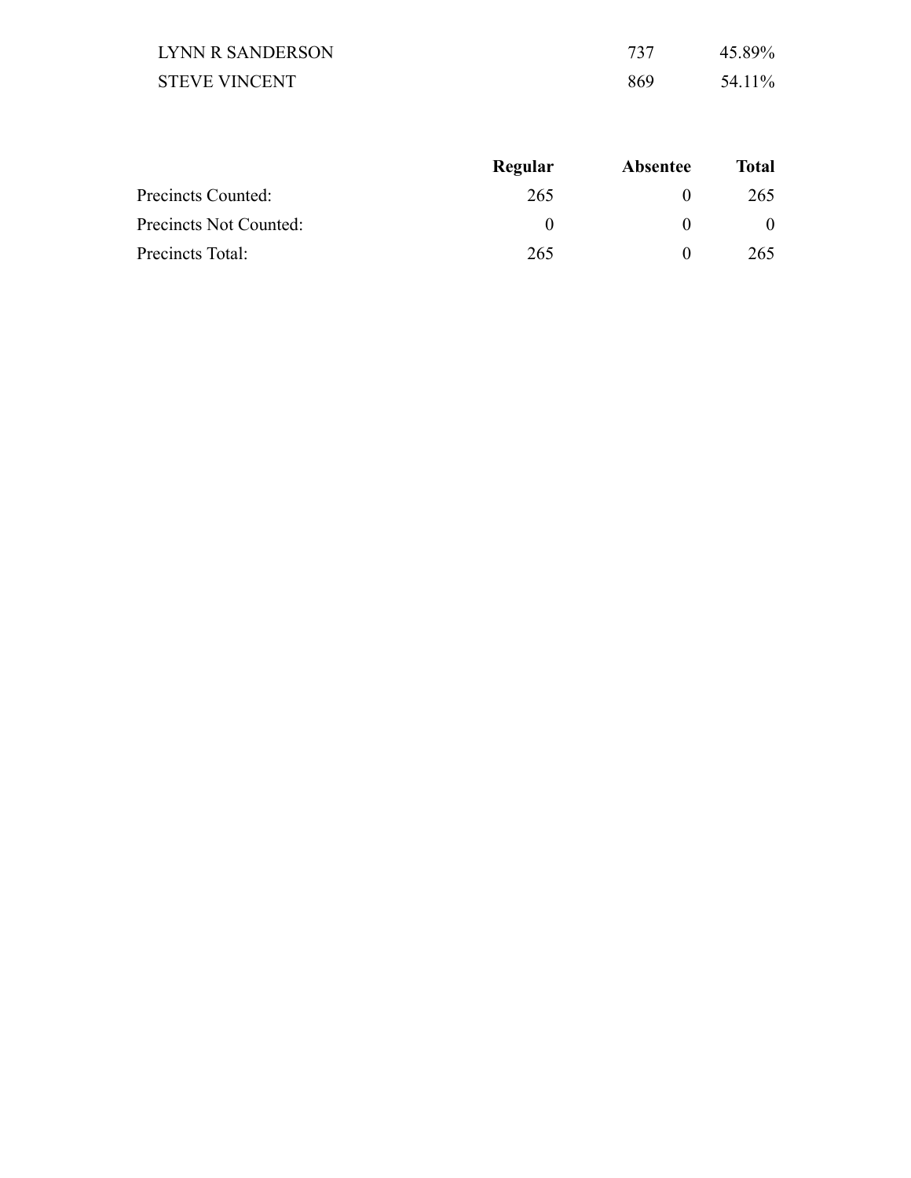| | | |
|---|---|---|
| LYNN R SANDERSON | 737 | 45.89% |
| STEVE VINCENT | 869 | 54.11% |

| | Regular | Absentee | Total |
|---|---|---|---|
| Precincts Counted: | 265 | 0 | 265 |
| Precincts Not Counted: | 0 | 0 | 0 |
| Precincts Total: | 265 | 0 | 265 |